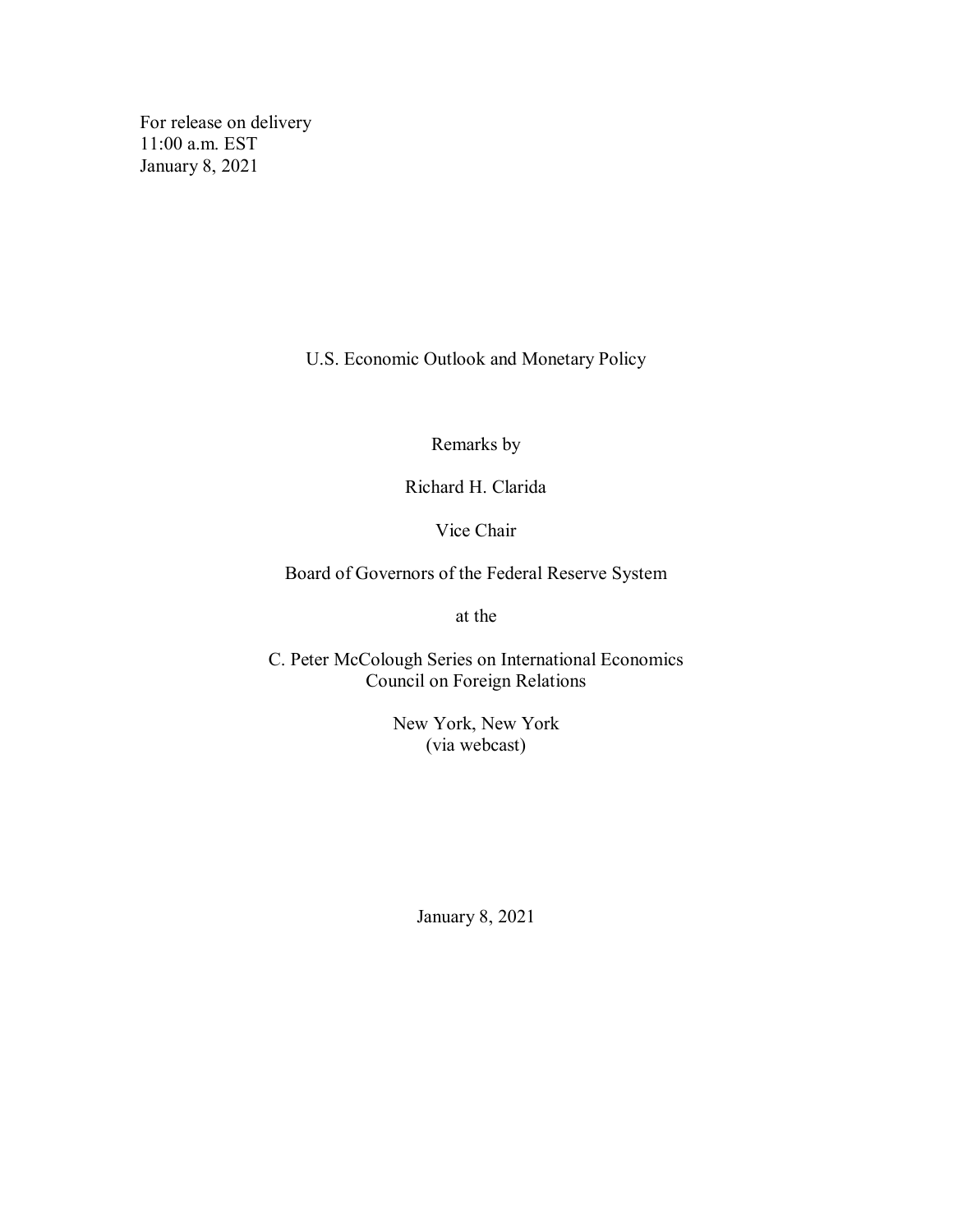For release on delivery
11:00 a.m. EST
January 8, 2021

# U.S. Economic Outlook and Monetary Policy

Remarks by

Richard H. Clarida

Vice Chair

Board of Governors of the Federal Reserve System

at the

C. Peter McColough Series on International Economics
Council on Foreign Relations

New York, New York
(via webcast)

January 8, 2021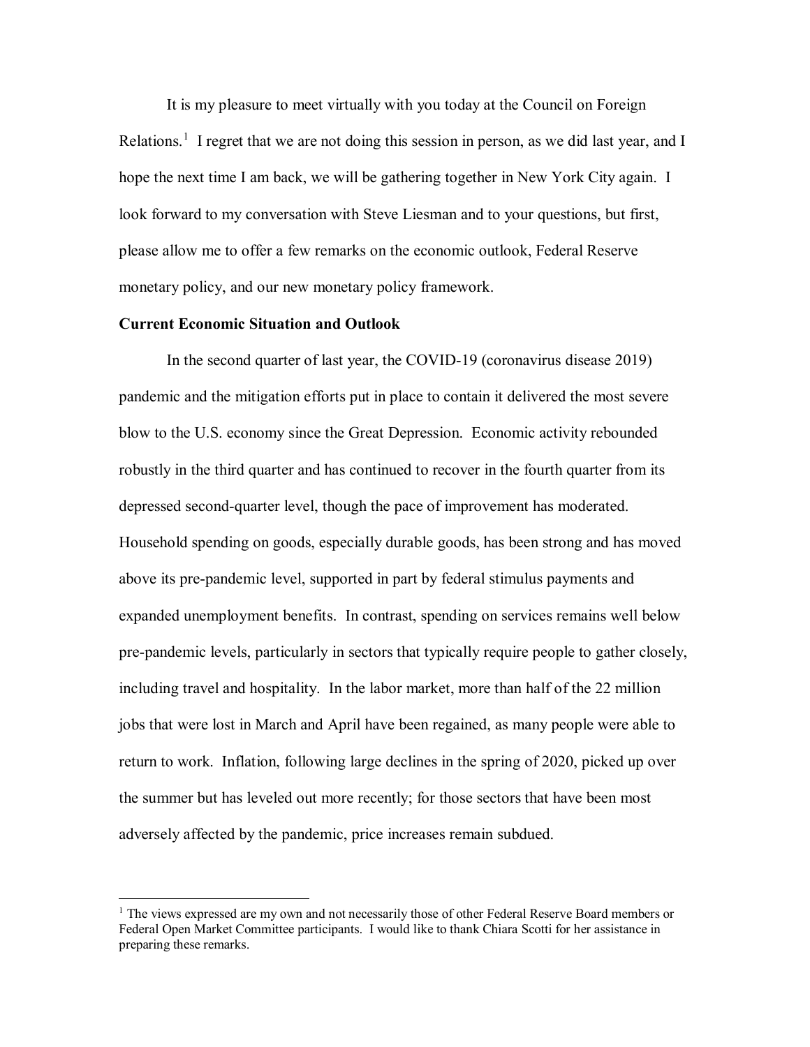It is my pleasure to meet virtually with you today at the Council on Foreign Relations.[1] I regret that we are not doing this session in person, as we did last year, and I hope the next time I am back, we will be gathering together in New York City again. I look forward to my conversation with Steve Liesman and to your questions, but first, please allow me to offer a few remarks on the economic outlook, Federal Reserve monetary policy, and our new monetary policy framework.

**Current Economic Situation and Outlook**

In the second quarter of last year, the COVID-19 (coronavirus disease 2019) pandemic and the mitigation efforts put in place to contain it delivered the most severe blow to the U.S. economy since the Great Depression. Economic activity rebounded robustly in the third quarter and has continued to recover in the fourth quarter from its depressed second-quarter level, though the pace of improvement has moderated. Household spending on goods, especially durable goods, has been strong and has moved above its pre-pandemic level, supported in part by federal stimulus payments and expanded unemployment benefits. In contrast, spending on services remains well below pre-pandemic levels, particularly in sectors that typically require people to gather closely, including travel and hospitality. In the labor market, more than half of the 22 million jobs that were lost in March and April have been regained, as many people were able to return to work. Inflation, following large declines in the spring of 2020, picked up over the summer but has leveled out more recently; for those sectors that have been most adversely affected by the pandemic, price increases remain subdued.

[1] The views expressed are my own and not necessarily those of other Federal Reserve Board members or Federal Open Market Committee participants. I would like to thank Chiara Scotti for her assistance in preparing these remarks.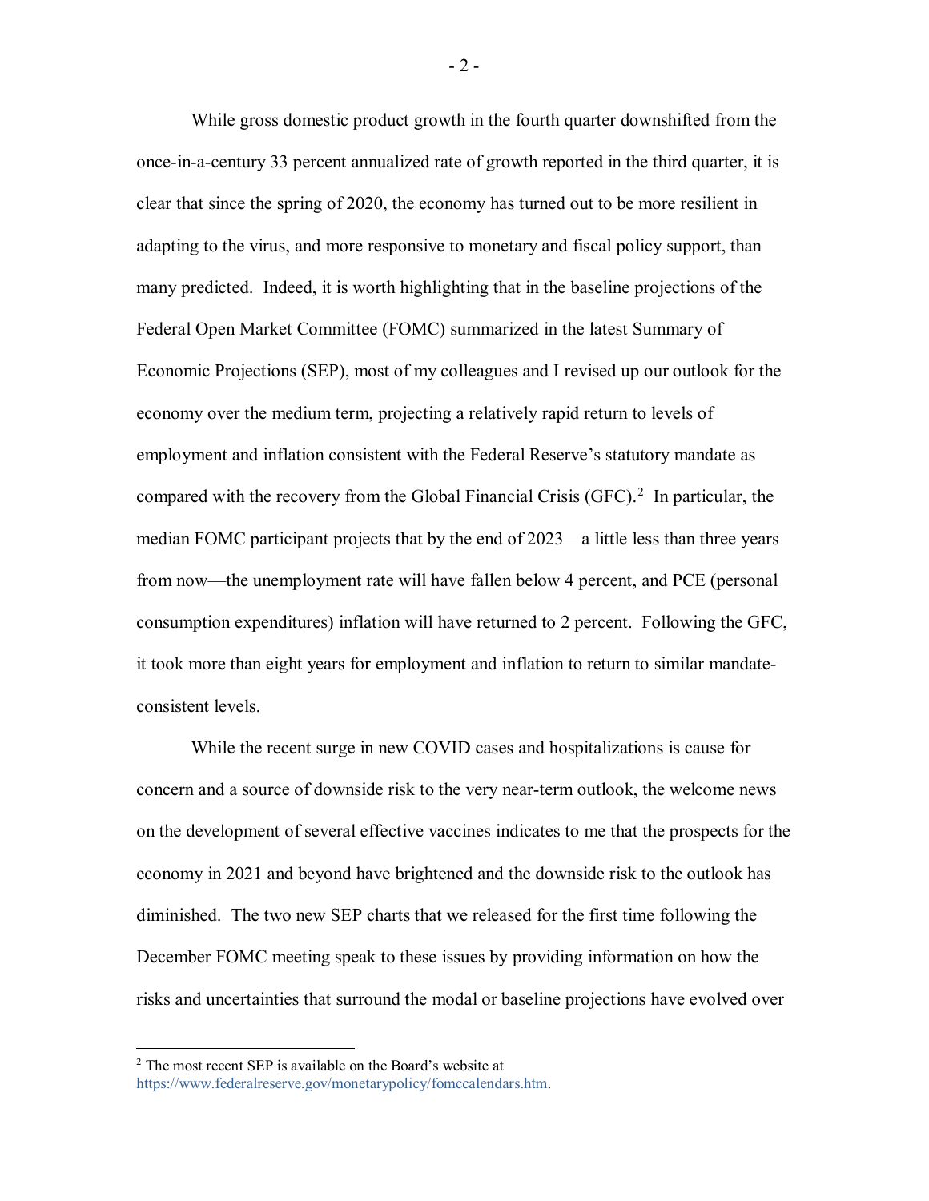While gross domestic product growth in the fourth quarter downshifted from the once-in-a-century 33 percent annualized rate of growth reported in the third quarter, it is clear that since the spring of 2020, the economy has turned out to be more resilient in adapting to the virus, and more responsive to monetary and fiscal policy support, than many predicted. Indeed, it is worth highlighting that in the baseline projections of the Federal Open Market Committee (FOMC) summarized in the latest Summary of Economic Projections (SEP), most of my colleagues and I revised up our outlook for the economy over the medium term, projecting a relatively rapid return to levels of employment and inflation consistent with the Federal Reserve's statutory mandate as compared with the recovery from the Global Financial Crisis (GFC).[2] In particular, the median FOMC participant projects that by the end of 2023—a little less than three years from now—the unemployment rate will have fallen below 4 percent, and PCE (personal consumption expenditures) inflation will have returned to 2 percent. Following the GFC, it took more than eight years for employment and inflation to return to similar mandate-consistent levels.

While the recent surge in new COVID cases and hospitalizations is cause for concern and a source of downside risk to the very near-term outlook, the welcome news on the development of several effective vaccines indicates to me that the prospects for the economy in 2021 and beyond have brightened and the downside risk to the outlook has diminished. The two new SEP charts that we released for the first time following the December FOMC meeting speak to these issues by providing information on how the risks and uncertainties that surround the modal or baseline projections have evolved over

---

[2] The most recent SEP is available on the Board's website at https://www.federalreserve.gov/monetarypolicy/fomccalendars.htm.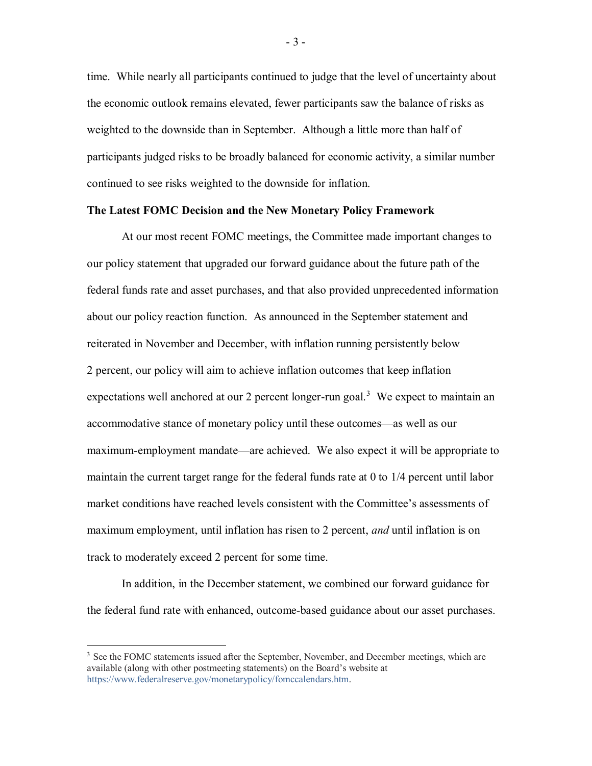time. While nearly all participants continued to judge that the level of uncertainty about the economic outlook remains elevated, fewer participants saw the balance of risks as weighted to the downside than in September. Although a little more than half of participants judged risks to be broadly balanced for economic activity, a similar number continued to see risks weighted to the downside for inflation.

**The Latest FOMC Decision and the New Monetary Policy Framework**

At our most recent FOMC meetings, the Committee made important changes to our policy statement that upgraded our forward guidance about the future path of the federal funds rate and asset purchases, and that also provided unprecedented information about our policy reaction function. As announced in the September statement and reiterated in November and December, with inflation running persistently below 2 percent, our policy will aim to achieve inflation outcomes that keep inflation expectations well anchored at our 2 percent longer-run goal.[3] We expect to maintain an accommodative stance of monetary policy until these outcomes—as well as our maximum-employment mandate—are achieved. We also expect it will be appropriate to maintain the current target range for the federal funds rate at 0 to 1/4 percent until labor market conditions have reached levels consistent with the Committee's assessments of maximum employment, until inflation has risen to 2 percent, *and* until inflation is on track to moderately exceed 2 percent for some time.

In addition, in the December statement, we combined our forward guidance for the federal fund rate with enhanced, outcome-based guidance about our asset purchases.

---

[3] See the FOMC statements issued after the September, November, and December meetings, which are available (along with other postmeeting statements) on the Board's website at https://www.federalreserve.gov/monetarypolicy/fomccalendars.htm.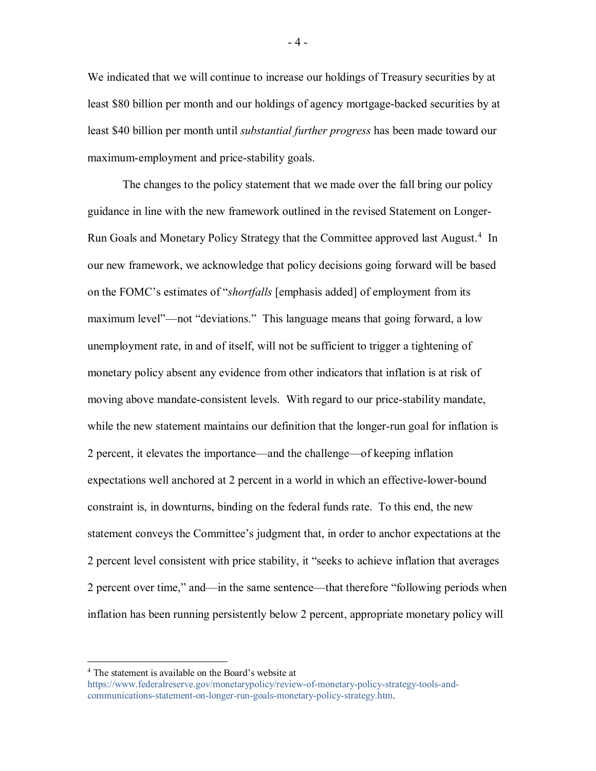We indicated that we will continue to increase our holdings of Treasury securities by at least \$80 billion per month and our holdings of agency mortgage-backed securities by at least \$40 billion per month until *substantial further progress* has been made toward our maximum-employment and price-stability goals.

The changes to the policy statement that we made over the fall bring our policy guidance in line with the new framework outlined in the revised Statement on Longer-Run Goals and Monetary Policy Strategy that the Committee approved last August.[4] In our new framework, we acknowledge that policy decisions going forward will be based on the FOMC's estimates of "*shortfalls* [emphasis added] of employment from its maximum level"—not "deviations." This language means that going forward, a low unemployment rate, in and of itself, will not be sufficient to trigger a tightening of monetary policy absent any evidence from other indicators that inflation is at risk of moving above mandate-consistent levels. With regard to our price-stability mandate, while the new statement maintains our definition that the longer-run goal for inflation is 2 percent, it elevates the importance—and the challenge—of keeping inflation expectations well anchored at 2 percent in a world in which an effective-lower-bound constraint is, in downturns, binding on the federal funds rate. To this end, the new statement conveys the Committee's judgment that, in order to anchor expectations at the 2 percent level consistent with price stability, it "seeks to achieve inflation that averages 2 percent over time," and—in the same sentence—that therefore "following periods when inflation has been running persistently below 2 percent, appropriate monetary policy will

---

[4] The statement is available on the Board's website at https://www.federalreserve.gov/monetarypolicy/review-of-monetary-policy-strategy-tools-and-communications-statement-on-longer-run-goals-monetary-policy-strategy.htm.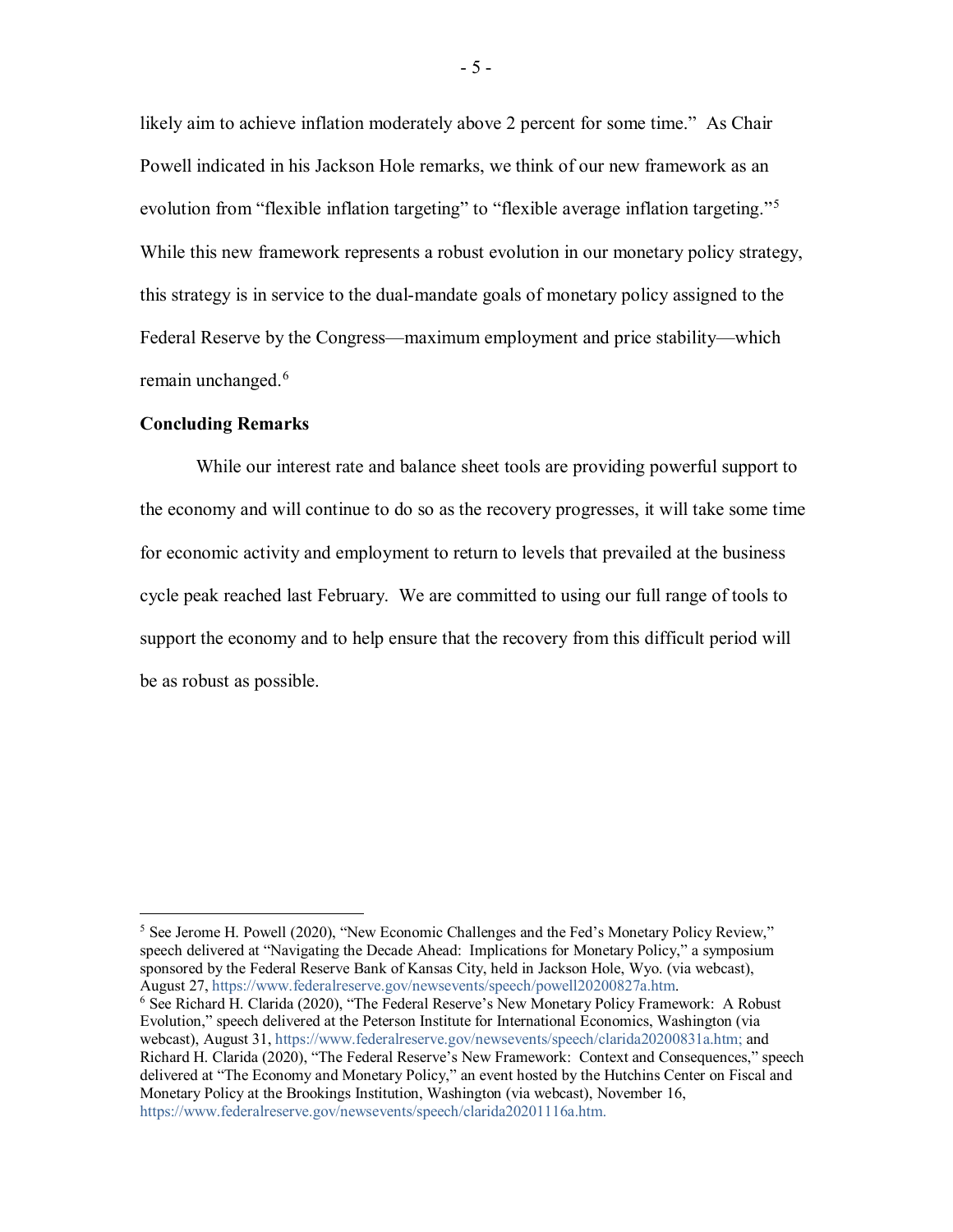likely aim to achieve inflation moderately above 2 percent for some time." As Chair Powell indicated in his Jackson Hole remarks, we think of our new framework as an evolution from "flexible inflation targeting" to "flexible average inflation targeting."[5] While this new framework represents a robust evolution in our monetary policy strategy, this strategy is in service to the dual-mandate goals of monetary policy assigned to the Federal Reserve by the Congress—maximum employment and price stability—which remain unchanged.[6]

**Concluding Remarks**

While our interest rate and balance sheet tools are providing powerful support to the economy and will continue to do so as the recovery progresses, it will take some time for economic activity and employment to return to levels that prevailed at the business cycle peak reached last February. We are committed to using our full range of tools to support the economy and to help ensure that the recovery from this difficult period will be as robust as possible.

---

[5] See Jerome H. Powell (2020), "New Economic Challenges and the Fed's Monetary Policy Review," speech delivered at "Navigating the Decade Ahead: Implications for Monetary Policy," a symposium sponsored by the Federal Reserve Bank of Kansas City, held in Jackson Hole, Wyo. (via webcast), August 27, https://www.federalreserve.gov/newsevents/speech/powell20200827a.htm.

[6] See Richard H. Clarida (2020), "The Federal Reserve's New Monetary Policy Framework: A Robust Evolution," speech delivered at the Peterson Institute for International Economics, Washington (via webcast), August 31, https://www.federalreserve.gov/newsevents/speech/clarida20200831a.htm; and Richard H. Clarida (2020), "The Federal Reserve's New Framework: Context and Consequences," speech delivered at "The Economy and Monetary Policy," an event hosted by the Hutchins Center on Fiscal and Monetary Policy at the Brookings Institution, Washington (via webcast), November 16, https://www.federalreserve.gov/newsevents/speech/clarida20201116a.htm.